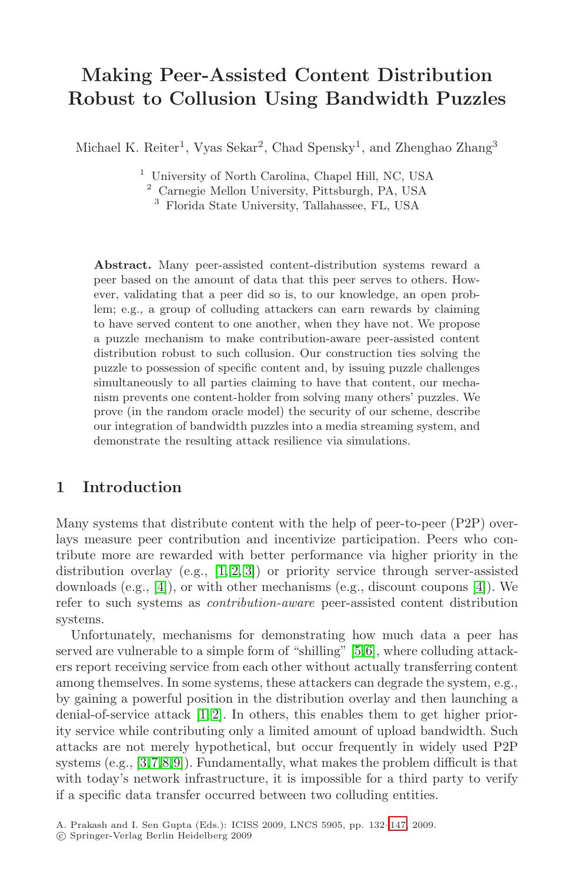# Making Peer-Assisted Content Distribution Robust to Collusion Using Bandwidth Puzzles

Michael K. Reiter[1], Vyas Sekar[2], Chad Spensky[1], and Zhenghao Zhang[3]

[1] University of North Carolina, Chapel Hill, NC, USA
[2] Carnegie Mellon University, Pittsburgh, PA, USA
[3] Florida State University, Tallahassee, FL, USA

**Abstract.** Many peer-assisted content-distribution systems reward a peer based on the amount of data that this peer serves to others. However, validating that a peer did so is, to our knowledge, an open problem; e.g., a group of colluding attackers can earn rewards by claiming to have served content to one another, when they have not. We propose a puzzle mechanism to make contribution-aware peer-assisted content distribution robust to such collusion. Our construction ties solving the puzzle to possession of specific content and, by issuing puzzle challenges simultaneously to all parties claiming to have that content, our mechanism prevents one content-holder from solving many others' puzzles. We prove (in the random oracle model) the security of our scheme, describe our integration of bandwidth puzzles into a media streaming system, and demonstrate the resulting attack resilience via simulations.

## 1 Introduction

Many systems that distribute content with the help of peer-to-peer (P2P) overlays measure peer contribution and incentivize participation. Peers who contribute more are rewarded with better performance via higher priority in the distribution overlay (e.g., [1,2,3]) or priority service through server-assisted downloads (e.g., [4]), or with other mechanisms (e.g., discount coupons [4]). We refer to such systems as *contribution-aware* peer-assisted content distribution systems.

Unfortunately, mechanisms for demonstrating how much data a peer has served are vulnerable to a simple form of "shilling" [5,6], where colluding attackers report receiving service from each other without actually transferring content among themselves. In some systems, these attackers can degrade the system, e.g., by gaining a powerful position in the distribution overlay and then launching a denial-of-service attack [1,2]. In others, this enables them to get higher priority service while contributing only a limited amount of upload bandwidth. Such attacks are not merely hypothetical, but occur frequently in widely used P2P systems (e.g., [3,7,8,9]). Fundamentally, what makes the problem difficult is that with today's network infrastructure, it is impossible for a third party to verify if a specific data transfer occurred between two colluding entities.

A. Prakash and I. Sen Gupta (Eds.): ICISS 2009, LNCS 5905, pp. 132–147, 2009.
© Springer-Verlag Berlin Heidelberg 2009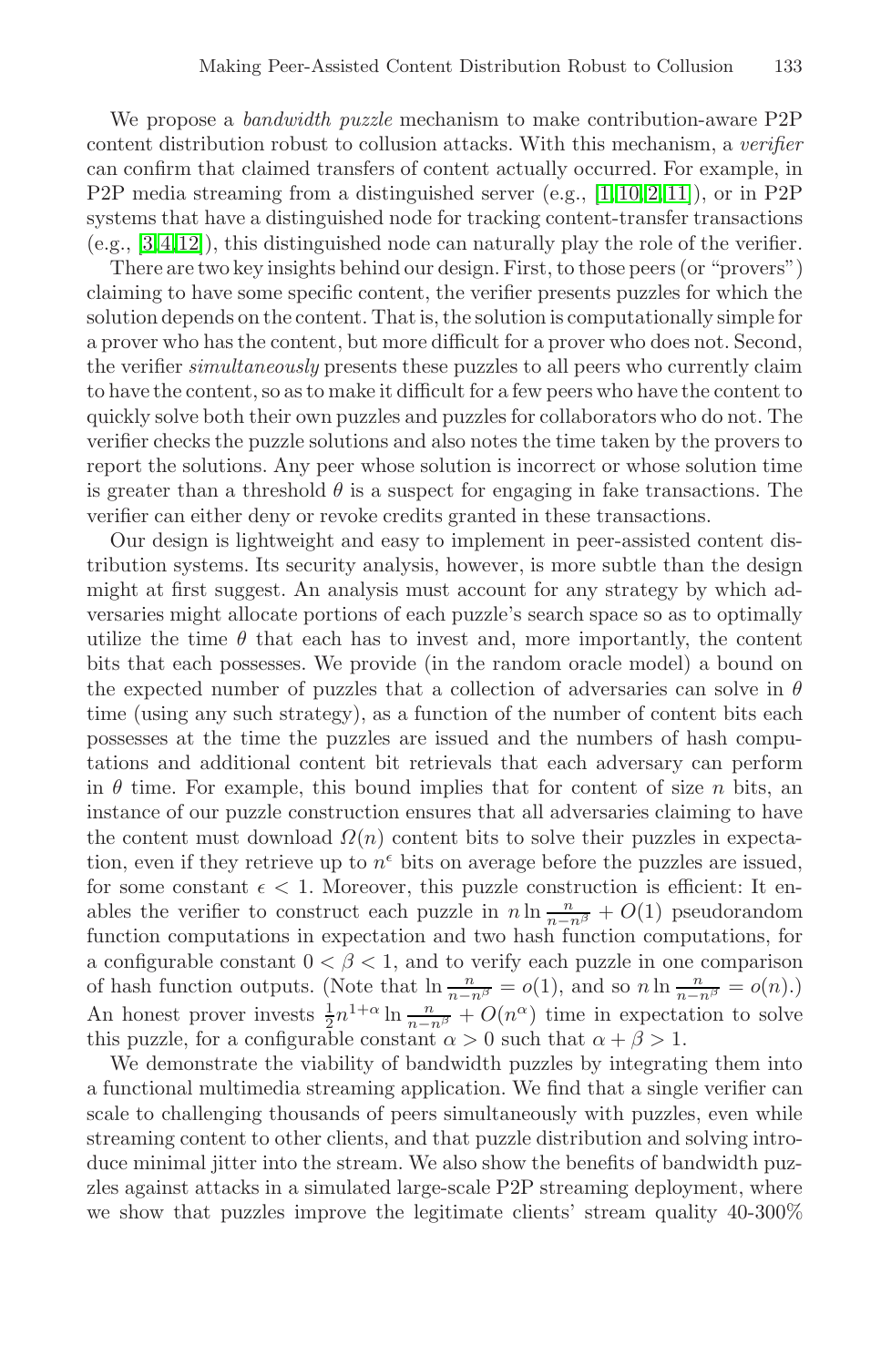We propose a *bandwidth puzzle* mechanism to make contribution-aware P2P content distribution robust to collusion attacks. With this mechanism, a *verifier* can confirm that claimed transfers of content actually occurred. For example, in P2P media streaming from a distinguished server (e.g., [1,10,2,11]), or in P2P systems that have a distinguished node for tracking content-transfer transactions (e.g., [3,4,12]), this distinguished node can naturally play the role of the verifier.

There are two key insights behind our design. First, to those peers (or "provers") claiming to have some specific content, the verifier presents puzzles for which the solution depends on the content. That is, the solution is computationally simple for a prover who has the content, but more difficult for a prover who does not. Second, the verifier *simultaneously* presents these puzzles to all peers who currently claim to have the content, so as to make it difficult for a few peers who have the content to quickly solve both their own puzzles and puzzles for collaborators who do not. The verifier checks the puzzle solutions and also notes the time taken by the provers to report the solutions. Any peer whose solution is incorrect or whose solution time is greater than a threshold $\theta$ is a suspect for engaging in fake transactions. The verifier can either deny or revoke credits granted in these transactions.

Our design is lightweight and easy to implement in peer-assisted content distribution systems. Its security analysis, however, is more subtle than the design might at first suggest. An analysis must account for any strategy by which adversaries might allocate portions of each puzzle's search space so as to optimally utilize the time $\theta$ that each has to invest and, more importantly, the content bits that each possesses. We provide (in the random oracle model) a bound on the expected number of puzzles that a collection of adversaries can solve in $\theta$ time (using any such strategy), as a function of the number of content bits each possesses at the time the puzzles are issued and the numbers of hash computations and additional content bit retrievals that each adversary can perform in $\theta$ time. For example, this bound implies that for content of size $n$ bits, an instance of our puzzle construction ensures that all adversaries claiming to have the content must download $\Omega(n)$ content bits to solve their puzzles in expectation, even if they retrieve up to $n^{\epsilon}$ bits on average before the puzzles are issued, for some constant $\epsilon < 1$. Moreover, this puzzle construction is efficient: It enables the verifier to construct each puzzle in $n \ln \frac{n}{n-n^{\beta}} + O(1)$ pseudorandom function computations in expectation and two hash function computations, for a configurable constant $0 < \beta < 1$, and to verify each puzzle in one comparison of hash function outputs. (Note that $\ln \frac{n}{n-n^{\beta}} = o(1)$, and so $n \ln \frac{n}{n-n^{\beta}} = o(n)$.) An honest prover invests $\frac{1}{2} n^{1+\alpha} \ln \frac{n}{n-n^{\beta}} + O(n^{\alpha})$ time in expectation to solve this puzzle, for a configurable constant $\alpha > 0$ such that $\alpha + \beta > 1$.

We demonstrate the viability of bandwidth puzzles by integrating them into a functional multimedia streaming application. We find that a single verifier can scale to challenging thousands of peers simultaneously with puzzles, even while streaming content to other clients, and that puzzle distribution and solving introduce minimal jitter into the stream. We also show the benefits of bandwidth puzzles against attacks in a simulated large-scale P2P streaming deployment, where we show that puzzles improve the legitimate clients' stream quality 40-300%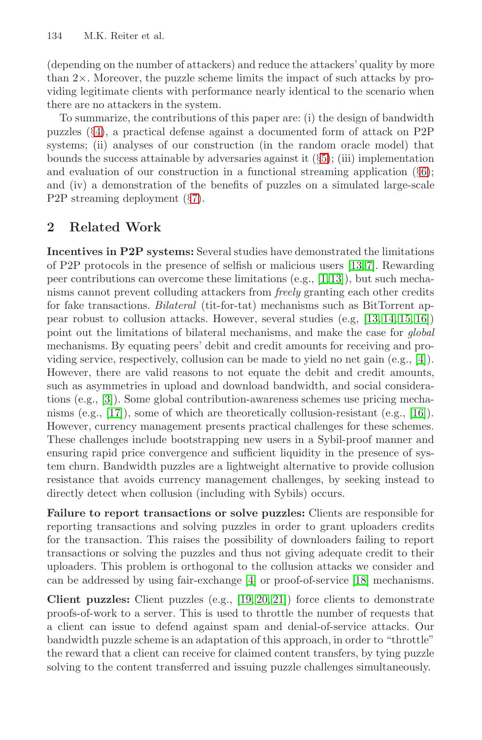(depending on the number of attackers) and reduce the attackers' quality by more than 2×. Moreover, the puzzle scheme limits the impact of such attacks by providing legitimate clients with performance nearly identical to the scenario when there are no attackers in the system.

To summarize, the contributions of this paper are: (i) the design of bandwidth puzzles (§4), a practical defense against a documented form of attack on P2P systems; (ii) analyses of our construction (in the random oracle model) that bounds the success attainable by adversaries against it (§5); (iii) implementation and evaluation of our construction in a functional streaming application (§6); and (iv) a demonstration of the benefits of puzzles on a simulated large-scale P2P streaming deployment (§7).

## 2 Related Work

**Incentives in P2P systems:** Several studies have demonstrated the limitations of P2P protocols in the presence of selfish or malicious users [13,7]. Rewarding peer contributions can overcome these limitations (e.g., [1,13]), but such mechanisms cannot prevent colluding attackers from *freely* granting each other credits for fake transactions. *Bilateral* (tit-for-tat) mechanisms such as BitTorrent appear robust to collusion attacks. However, several studies (e.g, [13,14,15,16]) point out the limitations of bilateral mechanisms, and make the case for *global* mechanisms. By equating peers' debit and credit amounts for receiving and providing service, respectively, collusion can be made to yield no net gain (e.g., [4]). However, there are valid reasons to not equate the debit and credit amounts, such as asymmetries in upload and download bandwidth, and social considerations (e.g., [3]). Some global contribution-awareness schemes use pricing mechanisms (e.g., [17]), some of which are theoretically collusion-resistant (e.g., [16]). However, currency management presents practical challenges for these schemes. These challenges include bootstrapping new users in a Sybil-proof manner and ensuring rapid price convergence and sufficient liquidity in the presence of system churn. Bandwidth puzzles are a lightweight alternative to provide collusion resistance that avoids currency management challenges, by seeking instead to directly detect when collusion (including with Sybils) occurs.

**Failure to report transactions or solve puzzles:** Clients are responsible for reporting transactions and solving puzzles in order to grant uploaders credits for the transaction. This raises the possibility of downloaders failing to report transactions or solving the puzzles and thus not giving adequate credit to their uploaders. This problem is orthogonal to the collusion attacks we consider and can be addressed by using fair-exchange [4] or proof-of-service [18] mechanisms.

**Client puzzles:** Client puzzles (e.g., [19,20,21]) force clients to demonstrate proofs-of-work to a server. This is used to throttle the number of requests that a client can issue to defend against spam and denial-of-service attacks. Our bandwidth puzzle scheme is an adaptation of this approach, in order to "throttle" the reward that a client can receive for claimed content transfers, by tying puzzle solving to the content transferred and issuing puzzle challenges simultaneously.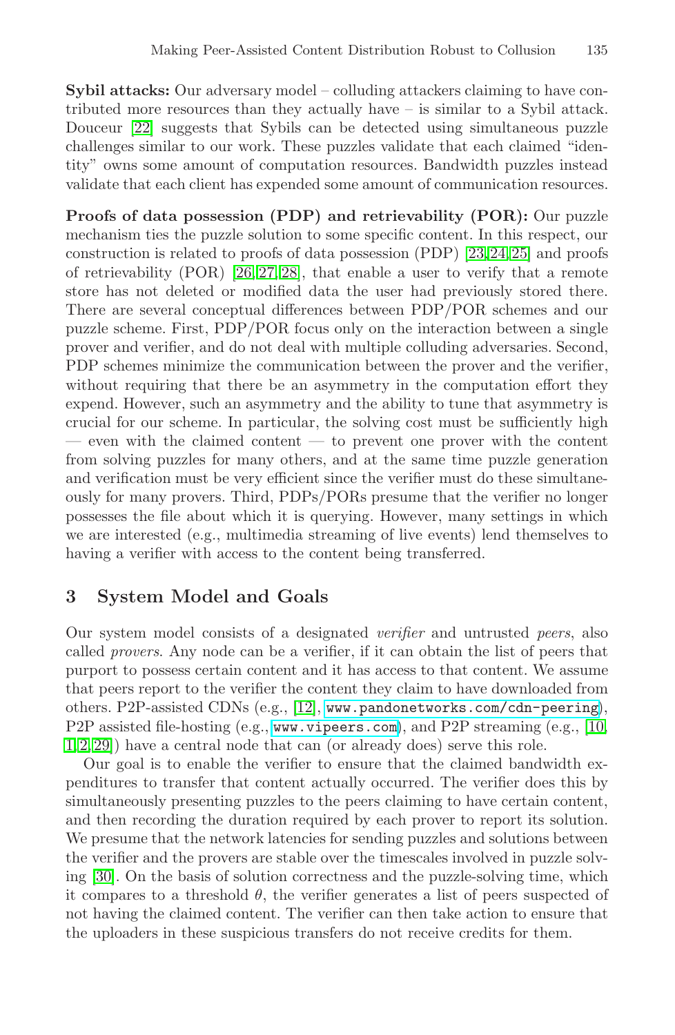**Sybil attacks:** Our adversary model – colluding attackers claiming to have contributed more resources than they actually have – is similar to a Sybil attack. Douceur [22] suggests that Sybils can be detected using simultaneous puzzle challenges similar to our work. These puzzles validate that each claimed "identity" owns some amount of computation resources. Bandwidth puzzles instead validate that each client has expended some amount of communication resources.

**Proofs of data possession (PDP) and retrievability (POR):** Our puzzle mechanism ties the puzzle solution to some specific content. In this respect, our construction is related to proofs of data possession (PDP) [23,24,25] and proofs of retrievability (POR) [26,27,28], that enable a user to verify that a remote store has not deleted or modified data the user had previously stored there. There are several conceptual differences between PDP/POR schemes and our puzzle scheme. First, PDP/POR focus only on the interaction between a single prover and verifier, and do not deal with multiple colluding adversaries. Second, PDP schemes minimize the communication between the prover and the verifier, without requiring that there be an asymmetry in the computation effort they expend. However, such an asymmetry and the ability to tune that asymmetry is crucial for our scheme. In particular, the solving cost must be sufficiently high — even with the claimed content — to prevent one prover with the content from solving puzzles for many others, and at the same time puzzle generation and verification must be very efficient since the verifier must do these simultaneously for many provers. Third, PDPs/PORs presume that the verifier no longer possesses the file about which it is querying. However, many settings in which we are interested (e.g., multimedia streaming of live events) lend themselves to having a verifier with access to the content being transferred.

## 3 System Model and Goals

Our system model consists of a designated *verifier* and untrusted *peers*, also called *provers*. Any node can be a verifier, if it can obtain the list of peers that purport to possess certain content and it has access to that content. We assume that peers report to the verifier the content they claim to have downloaded from others. P2P-assisted CDNs (e.g., [12], `www.pandonetworks.com/cdn-peering`), P2P assisted file-hosting (e.g., `www.vipeers.com`), and P2P streaming (e.g., [10, 1,2,29]) have a central node that can (or already does) serve this role.

Our goal is to enable the verifier to ensure that the claimed bandwidth expenditures to transfer that content actually occurred. The verifier does this by simultaneously presenting puzzles to the peers claiming to have certain content, and then recording the duration required by each prover to report its solution. We presume that the network latencies for sending puzzles and solutions between the verifier and the provers are stable over the timescales involved in puzzle solving [30]. On the basis of solution correctness and the puzzle-solving time, which it compares to a threshold $\theta$, the verifier generates a list of peers suspected of not having the claimed content. The verifier can then take action to ensure that the uploaders in these suspicious transfers do not receive credits for them.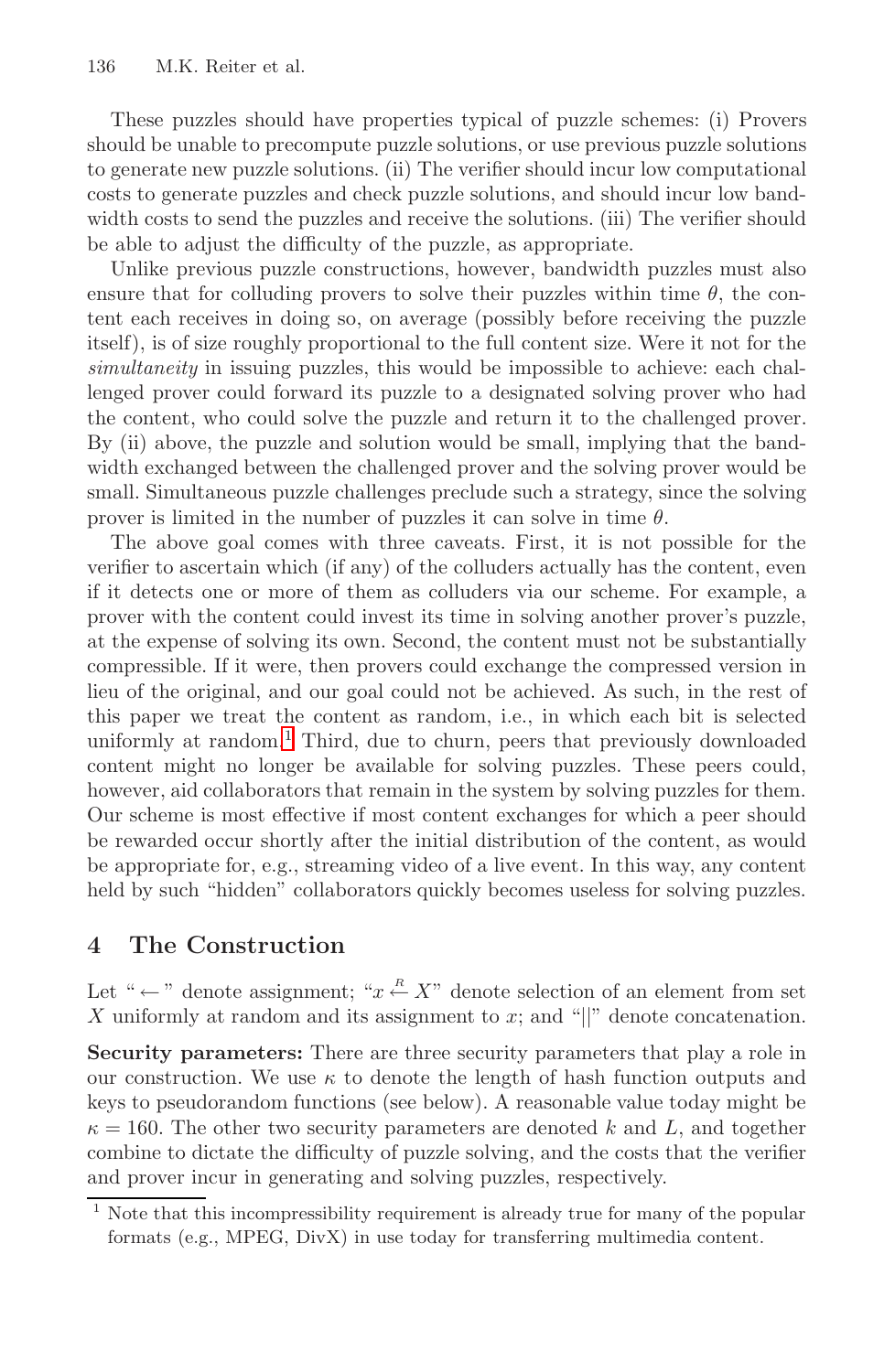These puzzles should have properties typical of puzzle schemes: (i) Provers should be unable to precompute puzzle solutions, or use previous puzzle solutions to generate new puzzle solutions. (ii) The verifier should incur low computational costs to generate puzzles and check puzzle solutions, and should incur low bandwidth costs to send the puzzles and receive the solutions. (iii) The verifier should be able to adjust the difficulty of the puzzle, as appropriate.

Unlike previous puzzle constructions, however, bandwidth puzzles must also ensure that for colluding provers to solve their puzzles within time $\theta$, the content each receives in doing so, on average (possibly before receiving the puzzle itself), is of size roughly proportional to the full content size. Were it not for the *simultaneity* in issuing puzzles, this would be impossible to achieve: each challenged prover could forward its puzzle to a designated solving prover who had the content, who could solve the puzzle and return it to the challenged prover. By (ii) above, the puzzle and solution would be small, implying that the bandwidth exchanged between the challenged prover and the solving prover would be small. Simultaneous puzzle challenges preclude such a strategy, since the solving prover is limited in the number of puzzles it can solve in time $\theta$.

The above goal comes with three caveats. First, it is not possible for the verifier to ascertain which (if any) of the colluders actually has the content, even if it detects one or more of them as colluders via our scheme. For example, a prover with the content could invest its time in solving another prover's puzzle, at the expense of solving its own. Second, the content must not be substantially compressible. If it were, then provers could exchange the compressed version in lieu of the original, and our goal could not be achieved. As such, in the rest of this paper we treat the content as random, i.e., in which each bit is selected uniformly at random.[1] Third, due to churn, peers that previously downloaded content might no longer be available for solving puzzles. These peers could, however, aid collaborators that remain in the system by solving puzzles for them. Our scheme is most effective if most content exchanges for which a peer should be rewarded occur shortly after the initial distribution of the content, as would be appropriate for, e.g., streaming video of a live event. In this way, any content held by such "hidden" collaborators quickly becomes useless for solving puzzles.

## 4 The Construction

Let "$\leftarrow$" denote assignment; "$x \xleftarrow{R} X$" denote selection of an element from set $X$ uniformly at random and its assignment to $x$; and "$||$" denote concatenation.

**Security parameters:** There are three security parameters that play a role in our construction. We use $\kappa$ to denote the length of hash function outputs and keys to pseudorandom functions (see below). A reasonable value today might be $\kappa = 160$. The other two security parameters are denoted $k$ and $L$, and together combine to dictate the difficulty of puzzle solving, and the costs that the verifier and prover incur in generating and solving puzzles, respectively.

[1] Note that this incompressibility requirement is already true for many of the popular formats (e.g., MPEG, DivX) in use today for transferring multimedia content.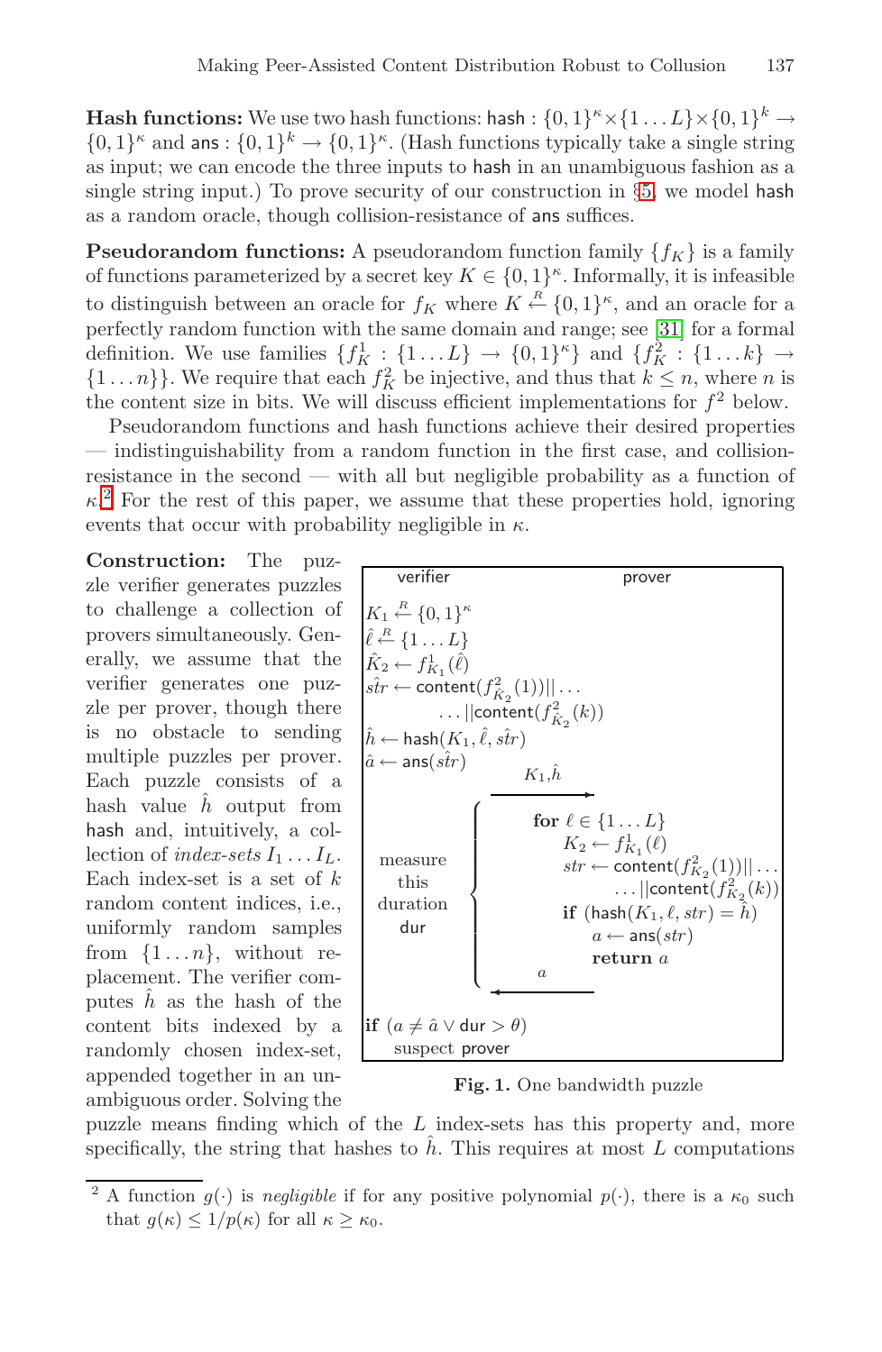**Hash functions:** We use two hash functions: $\mathsf{hash} : \{0,1\}^\kappa \times \{1 \dots L\} \times \{0,1\}^k \rightarrow \{0,1\}^\kappa$ and $\mathsf{ans} : \{0,1\}^k \rightarrow \{0,1\}^\kappa$. (Hash functions typically take a single string as input; we can encode the three inputs to $\mathsf{hash}$ in an unambiguous fashion as a single string input.) To prove security of our construction in §5, we model $\mathsf{hash}$ as a random oracle, though collision-resistance of $\mathsf{ans}$ suffices.

**Pseudorandom functions:** A pseudorandom function family $\{f_K\}$ is a family of functions parameterized by a secret key $K \in \{0,1\}^\kappa$. Informally, it is infeasible to distinguish between an oracle for $f_K$ where $K \stackrel{R}{\leftarrow} \{0,1\}^\kappa$, and an oracle for a perfectly random function with the same domain and range; see [31] for a formal definition. We use families $\{f^1_K : \{1 \dots L\} \rightarrow \{0,1\}^\kappa\}$ and $\{f^2_K : \{1 \dots k\} \rightarrow \{1 \dots n\}\}$. We require that each $f^2_K$ be injective, and thus that $k \leq n$, where $n$ is the content size in bits. We will discuss efficient implementations for $f^2$ below.

Pseudorandom functions and hash functions achieve their desired properties — indistinguishability from a random function in the first case, and collision-resistance in the second — with all but negligible probability as a function of $\kappa$.[2] For the rest of this paper, we assume that these properties hold, ignoring events that occur with probability negligible in $\kappa$.

**Construction:** The puzzle verifier generates puzzles to challenge a collection of provers simultaneously. Generally, we assume that the verifier generates one puzzle per prover, though there is no obstacle to sending multiple puzzles per prover. Each puzzle consists of a hash value $\hat{h}$ output from $\mathsf{hash}$ and, intuitively, a collection of *index-sets* $I_1 \dots I_L$. Each index-set is a set of $k$ random content indices, i.e., uniformly random samples from $\{1 \dots n\}$, without replacement. The verifier computes $\hat{h}$ as the hash of the content bits indexed by a randomly chosen index-set, appended together in an unambiguous order. Solving the puzzle means finding which of the $L$ index-sets has this property and, more specifically, the string that hashes to $\hat{h}$. This requires at most $L$ computations

```
verifier                                            prover
K_1 <-R- {0,1}^κ
ℓ̂ <-R- {1...L}
K̂_2 <- f^1_{K_1}(ℓ̂)
ŝtr <- content(f^2_{K̂_2}(1)) || ...
        ... || content(f^2_{K̂_2}(k))
ĥ <- hash(K_1, ℓ̂, ŝtr)
â <- ans(ŝtr)
                        K_1, ĥ
                   ------------------>
 measure             for ℓ ∈ {1...L}
 this                    K_2 <- f^1_{K_1}(ℓ)
 duration                str <- content(f^2_{K_2}(1)) || ...
 dur                            ... || content(f^2_{K_2}(k))
                         if (hash(K_1, ℓ, str) = ĥ)
                             a <- ans(str)
                             return a
                           a
                   <------------------
if (a ≠ â ∨ dur > θ)
   suspect prover
```

**Fig. 1.** One bandwidth puzzle

---

[2] A function $g(\cdot)$ is *negligible* if for any positive polynomial $p(\cdot)$, there is a $\kappa_0$ such that $g(\kappa) \leq 1/p(\kappa)$ for all $\kappa \geq \kappa_0$.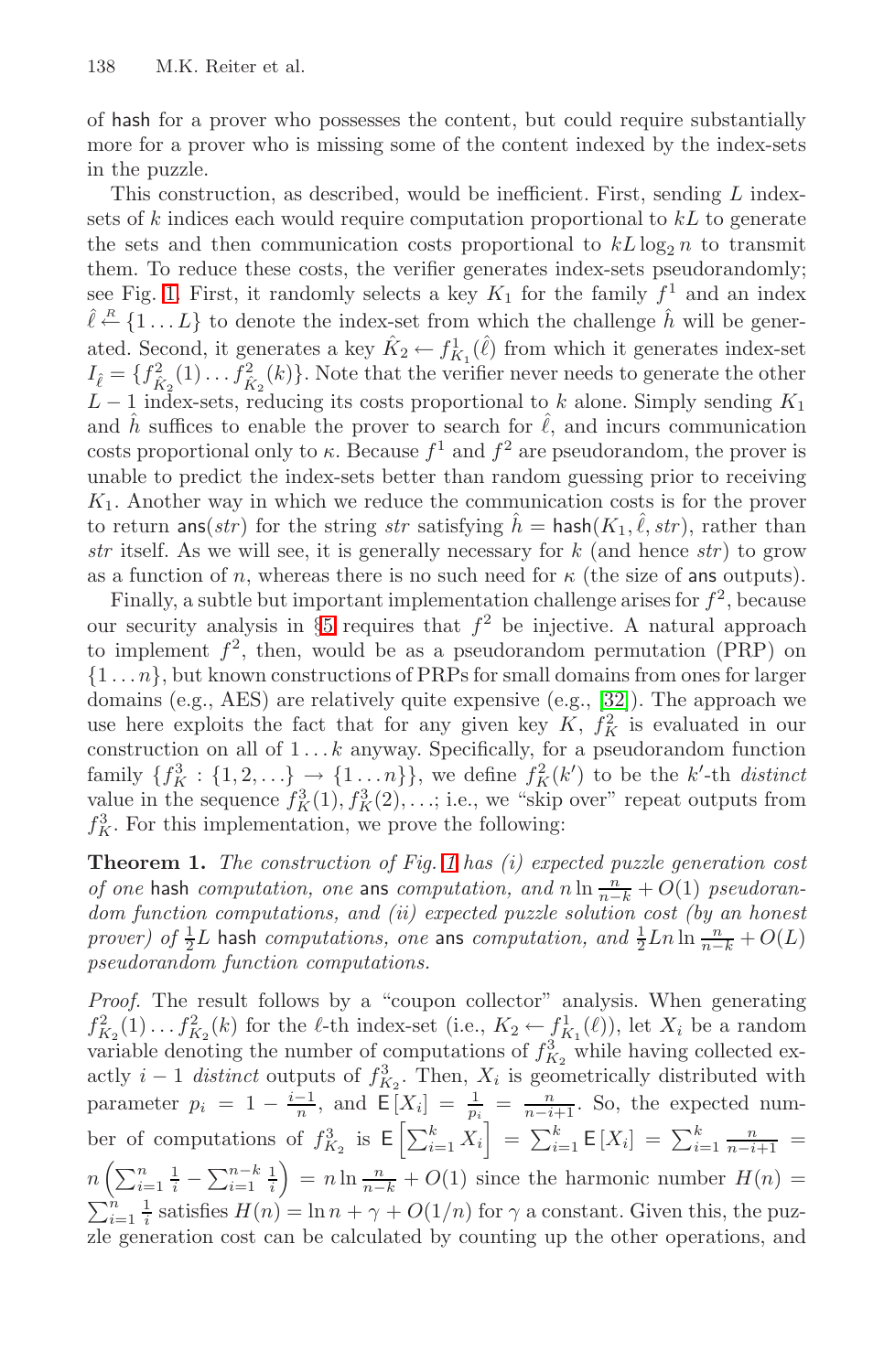of $\mathsf{hash}$ for a prover who possesses the content, but could require substantially more for a prover who is missing some of the content indexed by the index-sets in the puzzle.

This construction, as described, would be inefficient. First, sending $L$ index-sets of $k$ indices each would require computation proportional to $kL$ to generate the sets and then communication costs proportional to $kL \log_2 n$ to transmit them. To reduce these costs, the verifier generates index-sets pseudorandomly; see Fig. 1. First, it randomly selects a key $K_1$ for the family $f^1$ and an index $\hat{\ell} \stackrel{R}{\leftarrow} \{1 \ldots L\}$ to denote the index-set from which the challenge $\hat{h}$ will be generated. Second, it generates a key $\hat{K}_2 \leftarrow f^1_{K_1}(\hat{\ell})$ from which it generates index-set $I_{\hat{\ell}} = \{f^2_{\hat{K}_2}(1) \ldots f^2_{\hat{K}_2}(k)\}$. Note that the verifier never needs to generate the other $L-1$ index-sets, reducing its costs proportional to $k$ alone. Simply sending $K_1$ and $\hat{h}$ suffices to enable the prover to search for $\hat{\ell}$, and incurs communication costs proportional only to $\kappa$. Because $f^1$ and $f^2$ are pseudorandom, the prover is unable to predict the index-sets better than random guessing prior to receiving $K_1$. Another way in which we reduce the communication costs is for the prover to return $\mathsf{ans}(str)$ for the string $str$ satisfying $\hat{h} = \mathsf{hash}(K_1, \hat{\ell}, str)$, rather than $str$ itself. As we will see, it is generally necessary for $k$ (and hence $str$) to grow as a function of $n$, whereas there is no such need for $\kappa$ (the size of $\mathsf{ans}$ outputs).

Finally, a subtle but important implementation challenge arises for $f^2$, because our security analysis in §5 requires that $f^2$ be injective. A natural approach to implement $f^2$, then, would be as a pseudorandom permutation (PRP) on $\{1 \ldots n\}$, but known constructions of PRPs for small domains from ones for larger domains (e.g., AES) are relatively quite expensive (e.g., [32]). The approach we use here exploits the fact that for any given key $K$, $f^2_K$ is evaluated in our construction on all of $1 \ldots k$ anyway. Specifically, for a pseudorandom function family $\{f^3_K : \{1, 2, \ldots\} \to \{1 \ldots n\}\}$, we define $f^2_K(k')$ to be the $k'$-th *distinct* value in the sequence $f^3_K(1), f^3_K(2), \ldots$; i.e., we "skip over" repeat outputs from $f^3_K$. For this implementation, we prove the following:

**Theorem 1.** *The construction of Fig. 1 has (i) expected puzzle generation cost of one* $\mathsf{hash}$ *computation, one* $\mathsf{ans}$ *computation, and* $n \ln \frac{n}{n-k} + O(1)$ *pseudorandom function computations, and (ii) expected puzzle solution cost (by an honest prover) of* $\frac{1}{2}L$ $\mathsf{hash}$ *computations, one* $\mathsf{ans}$ *computation, and* $\frac{1}{2}Ln \ln \frac{n}{n-k} + O(L)$ *pseudorandom function computations.*

*Proof.* The result follows by a "coupon collector" analysis. When generating $f^2_{K_2}(1) \ldots f^2_{K_2}(k)$ for the $\ell$-th index-set (i.e., $K_2 \leftarrow f^1_{K_1}(\ell)$), let $X_i$ be a random variable denoting the number of computations of $f^3_{K_2}$ while having collected exactly $i-1$ *distinct* outputs of $f^3_{K_2}$. Then, $X_i$ is geometrically distributed with parameter $p_i = 1 - \frac{i-1}{n}$, and $\mathsf{E}[X_i] = \frac{1}{p_i} = \frac{n}{n-i+1}$. So, the expected number of computations of $f^3_{K_2}$ is $\mathsf{E}\left[\sum_{i=1}^{k} X_i\right] = \sum_{i=1}^{k} \mathsf{E}[X_i] = \sum_{i=1}^{k} \frac{n}{n-i+1} = n\left(\sum_{i=1}^{n} \frac{1}{i} - \sum_{i=1}^{n-k} \frac{1}{i}\right) = n \ln \frac{n}{n-k} + O(1)$ since the harmonic number $H(n) = \sum_{i=1}^{n} \frac{1}{i}$ satisfies $H(n) = \ln n + \gamma + O(1/n)$ for $\gamma$ a constant. Given this, the puzzle generation cost can be calculated by counting up the other operations, and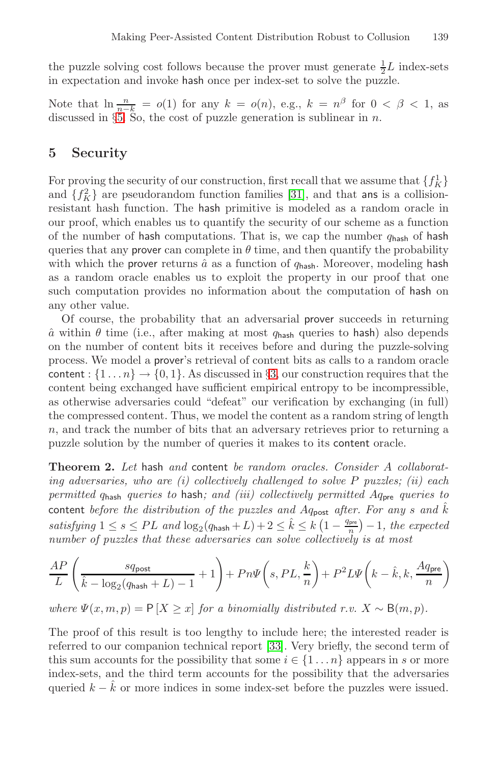the puzzle solving cost follows because the prover must generate $\frac{1}{2}L$ index-sets in expectation and invoke hash once per index-set to solve the puzzle.

Note that $\ln \frac{n}{n-k} = o(1)$ for any $k = o(n)$, e.g., $k = n^\beta$ for $0 < \beta < 1$, as discussed in §5. So, the cost of puzzle generation is sublinear in $n$.

## 5 Security

For proving the security of our construction, first recall that we assume that $\{f_K^1\}$ and $\{f_K^2\}$ are pseudorandom function families [31], and that ans is a collision-resistant hash function. The hash primitive is modeled as a random oracle in our proof, which enables us to quantify the security of our scheme as a function of the number of hash computations. That is, we cap the number $q_{\mathsf{hash}}$ of hash queries that any prover can complete in $\theta$ time, and then quantify the probability with which the prover returns $\hat{a}$ as a function of $q_{\mathsf{hash}}$. Moreover, modeling hash as a random oracle enables us to exploit the property in our proof that one such computation provides no information about the computation of hash on any other value.

Of course, the probability that an adversarial prover succeeds in returning $\hat{a}$ within $\theta$ time (i.e., after making at most $q_{\mathsf{hash}}$ queries to hash) also depends on the number of content bits it receives before and during the puzzle-solving process. We model a prover's retrieval of content bits as calls to a random oracle content : $\{1 \ldots n\} \rightarrow \{0, 1\}$. As discussed in §3, our construction requires that the content being exchanged have sufficient empirical entropy to be incompressible, as otherwise adversaries could "defeat" our verification by exchanging (in full) the compressed content. Thus, we model the content as a random string of length $n$, and track the number of bits that an adversary retrieves prior to returning a puzzle solution by the number of queries it makes to its content oracle.

**Theorem 2.** *Let* hash *and* content *be random oracles. Consider $A$ collaborating adversaries, who are (i) collectively challenged to solve $P$ puzzles; (ii) each permitted $q_{\mathsf{hash}}$ queries to* hash*; and (iii) collectively permitted $Aq_{\mathsf{pre}}$ queries to* content *before the distribution of the puzzles and $Aq_{\mathsf{post}}$ after. For any $s$ and $\hat{k}$ satisfying $1 \le s \le PL$ and $\log_2(q_{\mathsf{hash}} + L) + 2 \le \hat{k} \le k\left(1 - \frac{q_{\mathsf{pre}}}{n}\right) - 1$, the expected number of puzzles that these adversaries can solve collectively is at most*

$$\frac{AP}{L}\left(\frac{sq_{\mathsf{post}}}{\hat{k} - \log_2(q_{\mathsf{hash}} + L) - 1} + 1\right) + Pn\Psi\left(s, PL, \frac{k}{n}\right) + P^2L\Psi\left(k - \hat{k}, k, \frac{Aq_{\mathsf{pre}}}{n}\right)$$

*where $\Psi(x, m, p) = \mathsf{P}\left[X \ge x\right]$ for a binomially distributed r.v. $X \sim \mathsf{B}(m, p)$.*

The proof of this result is too lengthy to include here; the interested reader is referred to our companion technical report [33]. Very briefly, the second term of this sum accounts for the possibility that some $i \in \{1 \ldots n\}$ appears in $s$ or more index-sets, and the third term accounts for the possibility that the adversaries queried $k - \hat{k}$ or more indices in some index-set before the puzzles were issued.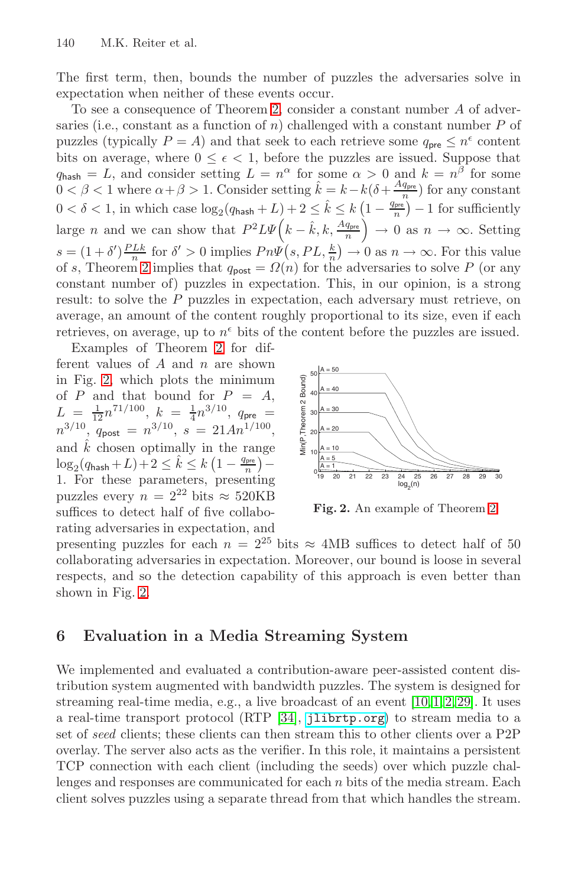The first term, then, bounds the number of puzzles the adversaries solve in expectation when neither of these events occur.

To see a consequence of Theorem 2, consider a constant number $A$ of adversaries (i.e., constant as a function of $n$) challenged with a constant number $P$ of puzzles (typically $P = A$) and that seek to each retrieve some $q_{\mathsf{pre}} \le n^{\epsilon}$ content bits on average, where $0 \le \epsilon < 1$, before the puzzles are issued. Suppose that $q_{\mathsf{hash}} = L$, and consider setting $L = n^{\alpha}$ for some $\alpha > 0$ and $k = n^{\beta}$ for some $0 < \beta < 1$ where $\alpha + \beta > 1$. Consider setting $\hat{k} = k - k(\delta + \frac{Aq_{\mathsf{pre}}}{n})$ for any constant $0 < \delta < 1$, in which case $\log_2(q_{\mathsf{hash}} + L) + 2 \le \hat{k} \le k\left(1 - \frac{q_{\mathsf{pre}}}{n}\right) - 1$ for sufficiently large $n$ and we can show that $P^2 L \Psi\left(k - \hat{k}, k, \frac{Aq_{\mathsf{pre}}}{n}\right) \to 0$ as $n \to \infty$. Setting $s = (1 + \delta')\frac{PLk}{n}$ for $\delta' > 0$ implies $Pn\Psi\left(s, PL, \frac{k}{n}\right) \to 0$ as $n \to \infty$. For this value of $s$, Theorem 2 implies that $q_{\mathsf{post}} = \Omega(n)$ for the adversaries to solve $P$ (or any constant number of) puzzles in expectation. This, in our opinion, is a strong result: to solve the $P$ puzzles in expectation, each adversary must retrieve, on average, an amount of the content roughly proportional to its size, even if each retrieves, on average, up to $n^{\epsilon}$ bits of the content before the puzzles are issued.

Examples of Theorem 2 for different values of $A$ and $n$ are shown in Fig. 2, which plots the minimum of $P$ and that bound for $P = A$, $L = \frac{1}{12}n^{71/100}$, $k = \frac{1}{4}n^{3/10}$, $q_{\mathsf{pre}} = n^{3/10}$, $q_{\mathsf{post}} = n^{3/10}$, $s = 21An^{1/100}$, and $\hat{k}$ chosen optimally in the range $\log_2(q_{\mathsf{hash}} + L) + 2 \le \hat{k} \le k\left(1 - \frac{q_{\mathsf{pre}}}{n}\right) - 1$. For these parameters, presenting puzzles every $n = 2^{22}$ bits $\approx$ 520KB suffices to detect half of five collaborating adversaries in expectation, and presenting puzzles for each $n = 2^{25}$ bits $\approx$ 4MB suffices to detect half of 50 collaborating adversaries in expectation. Moreover, our bound is loose in several respects, and so the detection capability of this approach is even better than shown in Fig. 2.

**Fig. 2.** An example of Theorem 2

## 6 Evaluation in a Media Streaming System

We implemented and evaluated a contribution-aware peer-assisted content distribution system augmented with bandwidth puzzles. The system is designed for streaming real-time media, e.g., a live broadcast of an event [10,1,2,29]. It uses a real-time transport protocol (RTP [34], `jlibrtp.org`) to stream media to a set of *seed* clients; these clients can then stream this to other clients over a P2P overlay. The server also acts as the verifier. In this role, it maintains a persistent TCP connection with each client (including the seeds) over which puzzle challenges and responses are communicated for each $n$ bits of the media stream. Each client solves puzzles using a separate thread from that which handles the stream.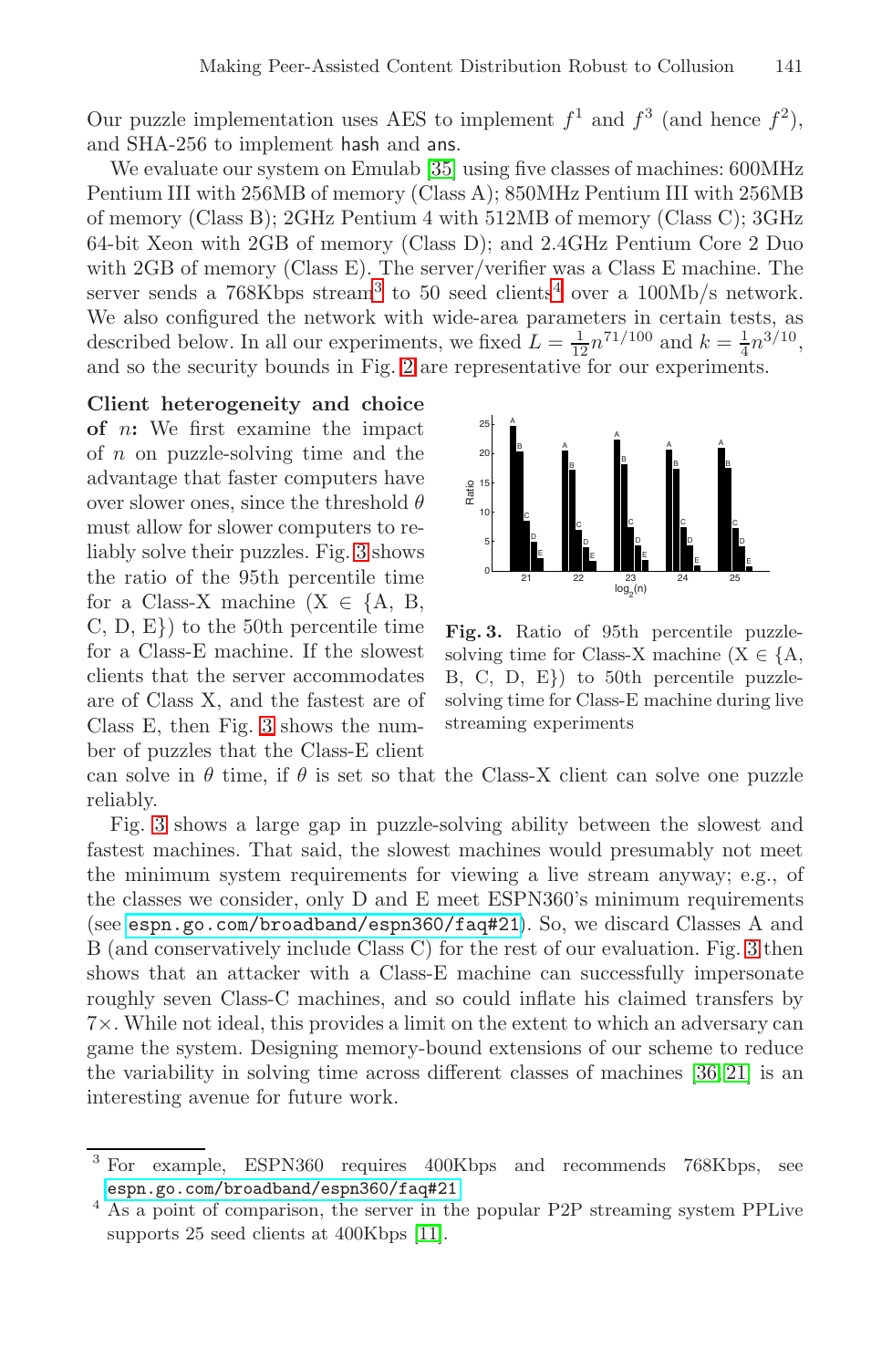Our puzzle implementation uses AES to implement $f^1$ and $f^3$ (and hence $f^2$), and SHA-256 to implement hash and ans.

We evaluate our system on Emulab [35] using five classes of machines: 600MHz Pentium III with 256MB of memory (Class A); 850MHz Pentium III with 256MB of memory (Class B); 2GHz Pentium 4 with 512MB of memory (Class C); 3GHz 64-bit Xeon with 2GB of memory (Class D); and 2.4GHz Pentium Core 2 Duo with 2GB of memory (Class E). The server/verifier was a Class E machine. The server sends a 768Kbps stream[3] to 50 seed clients[4] over a 100Mb/s network. We also configured the network with wide-area parameters in certain tests, as described below. In all our experiments, we fixed $L = \frac{1}{12}n^{71/100}$ and $k = \frac{1}{4}n^{3/10}$, and so the security bounds in Fig. 2 are representative for our experiments.

**Client heterogeneity and choice of $n$:** We first examine the impact of $n$ on puzzle-solving time and the advantage that faster computers have over slower ones, since the threshold $\theta$ must allow for slower computers to reliably solve their puzzles. Fig. 3 shows the ratio of the 95th percentile time for a Class-X machine (X $\in$ {A, B, C, D, E}) to the 50th percentile time for a Class-E machine. If the slowest clients that the server accommodates are of Class X, and the fastest are of Class E, then Fig. 3 shows the number of puzzles that the Class-E client can solve in $\theta$ time, if $\theta$ is set so that the Class-X client can solve one puzzle reliably.

**Fig. 3.** Ratio of 95th percentile puzzle-solving time for Class-X machine (X $\in$ {A, B, C, D, E}) to 50th percentile puzzle-solving time for Class-E machine during live streaming experiments

Fig. 3 shows a large gap in puzzle-solving ability between the slowest and fastest machines. That said, the slowest machines would presumably not meet the minimum system requirements for viewing a live stream anyway; e.g., of the classes we consider, only D and E meet ESPN360's minimum requirements (see espn.go.com/broadband/espn360/faq#21). So, we discard Classes A and B (and conservatively include Class C) for the rest of our evaluation. Fig. 3 then shows that an attacker with a Class-E machine can successfully impersonate roughly seven Class-C machines, and so could inflate his claimed transfers by 7×. While not ideal, this provides a limit on the extent to which an adversary can game the system. Designing memory-bound extensions of our scheme to reduce the variability in solving time across different classes of machines [36,21] is an interesting avenue for future work.

---

[3] For example, ESPN360 requires 400Kbps and recommends 768Kbps, see espn.go.com/broadband/espn360/faq#21

[4] As a point of comparison, the server in the popular P2P streaming system PPLive supports 25 seed clients at 400Kbps [11].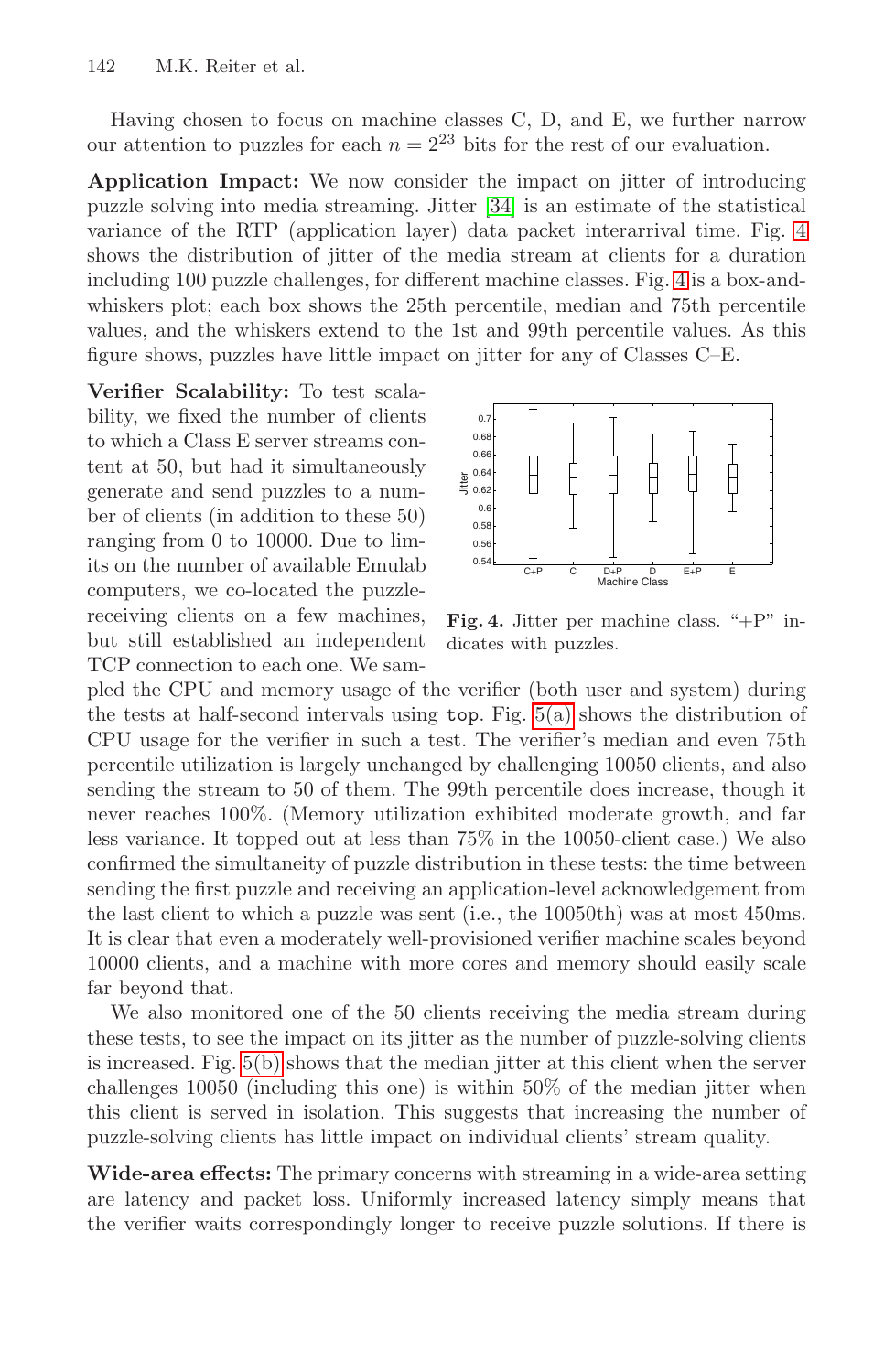Having chosen to focus on machine classes C, D, and E, we further narrow our attention to puzzles for each $n = 2^{23}$ bits for the rest of our evaluation.

**Application Impact:** We now consider the impact on jitter of introducing puzzle solving into media streaming. Jitter [34] is an estimate of the statistical variance of the RTP (application layer) data packet interarrival time. Fig. 4 shows the distribution of jitter of the media stream at clients for a duration including 100 puzzle challenges, for different machine classes. Fig. 4 is a box-and-whiskers plot; each box shows the 25th percentile, median and 75th percentile values, and the whiskers extend to the 1st and 99th percentile values. As this figure shows, puzzles have little impact on jitter for any of Classes C–E.

**Verifier Scalability:** To test scalability, we fixed the number of clients to which a Class E server streams content at 50, but had it simultaneously generate and send puzzles to a number of clients (in addition to these 50) ranging from 0 to 10000. Due to limits on the number of available Emulab computers, we co-located the puzzle-receiving clients on a few machines, but still established an independent TCP connection to each one. We sampled the CPU and memory usage of the verifier (both user and system) during the tests at half-second intervals using `top`. Fig. 5(a) shows the distribution of CPU usage for the verifier in such a test. The verifier's median and even 75th percentile utilization is largely unchanged by challenging 10050 clients, and also sending the stream to 50 of them. The 99th percentile does increase, though it never reaches 100%. (Memory utilization exhibited moderate growth, and far less variance. It topped out at less than 75% in the 10050-client case.) We also confirmed the simultaneity of puzzle distribution in these tests: the time between sending the first puzzle and receiving an application-level acknowledgement from the last client to which a puzzle was sent (i.e., the 10050th) was at most 450ms. It is clear that even a moderately well-provisioned verifier machine scales beyond 10000 clients, and a machine with more cores and memory should easily scale far beyond that.

**Fig. 4.** Jitter per machine class. "+P" indicates with puzzles.

We also monitored one of the 50 clients receiving the media stream during these tests, to see the impact on its jitter as the number of puzzle-solving clients is increased. Fig. 5(b) shows that the median jitter at this client when the server challenges 10050 (including this one) is within 50% of the median jitter when this client is served in isolation. This suggests that increasing the number of puzzle-solving clients has little impact on individual clients' stream quality.

**Wide-area effects:** The primary concerns with streaming in a wide-area setting are latency and packet loss. Uniformly increased latency simply means that the verifier waits correspondingly longer to receive puzzle solutions. If there is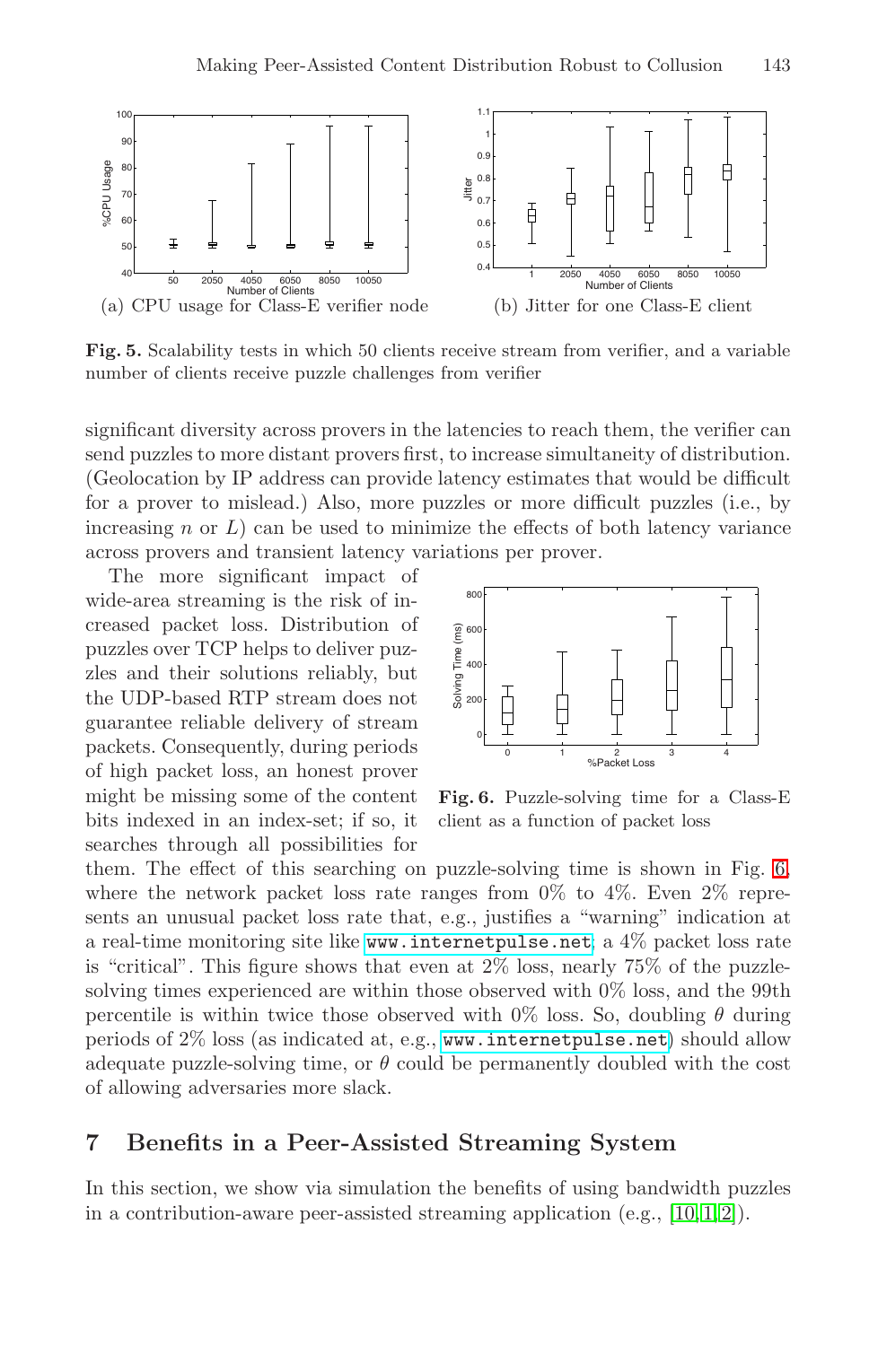(a) CPU usage for Class-E verifier node

(b) Jitter for one Class-E client

**Fig. 5.** Scalability tests in which 50 clients receive stream from verifier, and a variable number of clients receive puzzle challenges from verifier

significant diversity across provers in the latencies to reach them, the verifier can send puzzles to more distant provers first, to increase simultaneity of distribution. (Geolocation by IP address can provide latency estimates that would be difficult for a prover to mislead.) Also, more puzzles or more difficult puzzles (i.e., by increasing $n$ or $L$) can be used to minimize the effects of both latency variance across provers and transient latency variations per prover.

The more significant impact of wide-area streaming is the risk of increased packet loss. Distribution of puzzles over TCP helps to deliver puzzles and their solutions reliably, but the UDP-based RTP stream does not guarantee reliable delivery of stream packets. Consequently, during periods of high packet loss, an honest prover might be missing some of the content bits indexed in an index-set; if so, it searches through all possibilities for them. The effect of this searching on puzzle-solving time is shown in Fig. 6, where the network packet loss rate ranges from 0% to 4%. Even 2% represents an unusual packet loss rate that, e.g., justifies a "warning" indication at a real-time monitoring site like www.internetpulse.net; a 4% packet loss rate is "critical". This figure shows that even at 2% loss, nearly 75% of the puzzle-solving times experienced are within those observed with 0% loss, and the 99th percentile is within twice those observed with 0% loss. So, doubling $\theta$ during periods of 2% loss (as indicated at, e.g., www.internetpulse.net) should allow adequate puzzle-solving time, or $\theta$ could be permanently doubled with the cost of allowing adversaries more slack.

**Fig. 6.** Puzzle-solving time for a Class-E client as a function of packet loss

## 7 Benefits in a Peer-Assisted Streaming System

In this section, we show via simulation the benefits of using bandwidth puzzles in a contribution-aware peer-assisted streaming application (e.g., [10,1,2]).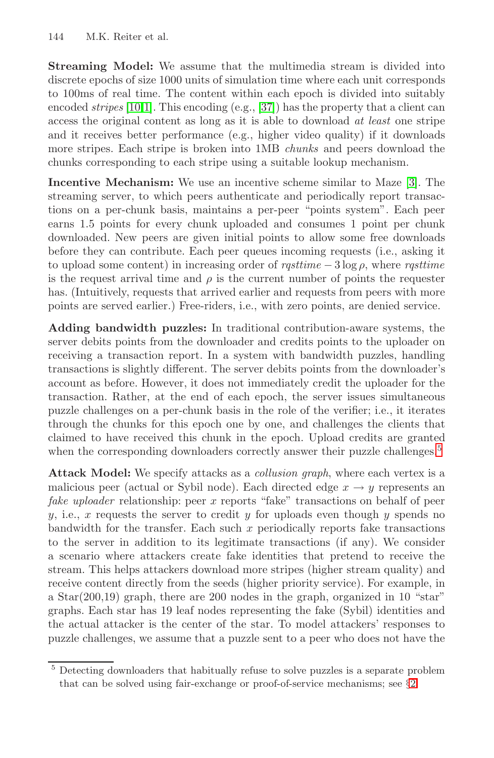**Streaming Model:** We assume that the multimedia stream is divided into discrete epochs of size 1000 units of simulation time where each unit corresponds to 100ms of real time. The content within each epoch is divided into suitably encoded *stripes* [10,1]. This encoding (e.g., [37]) has the property that a client can access the original content as long as it is able to download *at least* one stripe and it receives better performance (e.g., higher video quality) if it downloads more stripes. Each stripe is broken into 1MB *chunks* and peers download the chunks corresponding to each stripe using a suitable lookup mechanism.

**Incentive Mechanism:** We use an incentive scheme similar to Maze [3]. The streaming server, to which peers authenticate and periodically report transactions on a per-chunk basis, maintains a per-peer "points system". Each peer earns 1.5 points for every chunk uploaded and consumes 1 point per chunk downloaded. New peers are given initial points to allow some free downloads before they can contribute. Each peer queues incoming requests (i.e., asking it to upload some content) in increasing order of $rqsttime - 3\log\rho$, where *rqsttime* is the request arrival time and $\rho$ is the current number of points the requester has. (Intuitively, requests that arrived earlier and requests from peers with more points are served earlier.) Free-riders, i.e., with zero points, are denied service.

**Adding bandwidth puzzles:** In traditional contribution-aware systems, the server debits points from the downloader and credits points to the uploader on receiving a transaction report. In a system with bandwidth puzzles, handling transactions is slightly different. The server debits points from the downloader's account as before. However, it does not immediately credit the uploader for the transaction. Rather, at the end of each epoch, the server issues simultaneous puzzle challenges on a per-chunk basis in the role of the verifier; i.e., it iterates through the chunks for this epoch one by one, and challenges the clients that claimed to have received this chunk in the epoch. Upload credits are granted when the corresponding downloaders correctly answer their puzzle challenges.[5]

**Attack Model:** We specify attacks as a *collusion graph*, where each vertex is a malicious peer (actual or Sybil node). Each directed edge $x \rightarrow y$ represents an *fake uploader* relationship: peer $x$ reports "fake" transactions on behalf of peer $y$, i.e., $x$ requests the server to credit $y$ for uploads even though $y$ spends no bandwidth for the transfer. Each such $x$ periodically reports fake transactions to the server in addition to its legitimate transactions (if any). We consider a scenario where attackers create fake identities that pretend to receive the stream. This helps attackers download more stripes (higher stream quality) and receive content directly from the seeds (higher priority service). For example, in a Star(200,19) graph, there are 200 nodes in the graph, organized in 10 "star" graphs. Each star has 19 leaf nodes representing the fake (Sybil) identities and the actual attacker is the center of the star. To model attackers' responses to puzzle challenges, we assume that a puzzle sent to a peer who does not have the

[5] Detecting downloaders that habitually refuse to solve puzzles is a separate problem that can be solved using fair-exchange or proof-of-service mechanisms; see §2.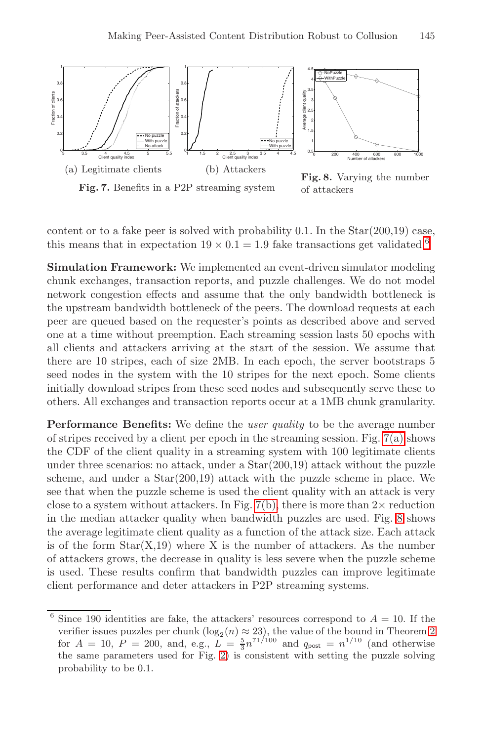(a) Legitimate clients

(b) Attackers

**Fig. 7.** Benefits in a P2P streaming system

**Fig. 8.** Varying the number of attackers

content or to a fake peer is solved with probability 0.1. In the Star(200,19) case, this means that in expectation $19 \times 0.1 = 1.9$ fake transactions get validated.[6]

**Simulation Framework:** We implemented an event-driven simulator modeling chunk exchanges, transaction reports, and puzzle challenges. We do not model network congestion effects and assume that the only bandwidth bottleneck is the upstream bandwidth bottleneck of the peers. The download requests at each peer are queued based on the requester's points as described above and served one at a time without preemption. Each streaming session lasts 50 epochs with all clients and attackers arriving at the start of the session. We assume that there are 10 stripes, each of size 2MB. In each epoch, the server bootstraps 5 seed nodes in the system with the 10 stripes for the next epoch. Some clients initially download stripes from these seed nodes and subsequently serve these to others. All exchanges and transaction reports occur at a 1MB chunk granularity.

**Performance Benefits:** We define the *user quality* to be the average number of stripes received by a client per epoch in the streaming session. Fig. 7(a) shows the CDF of the client quality in a streaming system with 100 legitimate clients under three scenarios: no attack, under a Star(200,19) attack without the puzzle scheme, and under a Star(200,19) attack with the puzzle scheme in place. We see that when the puzzle scheme is used the client quality with an attack is very close to a system without attackers. In Fig. 7(b), there is more than $2\times$ reduction in the median attacker quality when bandwidth puzzles are used. Fig. 8 shows the average legitimate client quality as a function of the attack size. Each attack is of the form Star(X,19) where X is the number of attackers. As the number of attackers grows, the decrease in quality is less severe when the puzzle scheme is used. These results confirm that bandwidth puzzles can improve legitimate client performance and deter attackers in P2P streaming systems.

---

[6] Since 190 identities are fake, the attackers' resources correspond to $A = 10$. If the verifier issues puzzles per chunk ($\log_2(n) \approx 23$), the value of the bound in Theorem 2 for $A = 10$, $P = 200$, and, e.g., $L = \frac{5}{3}n^{71/100}$ and $q_{\mathsf{post}} = n^{1/10}$ (and otherwise the same parameters used for Fig. 2) is consistent with setting the puzzle solving probability to be 0.1.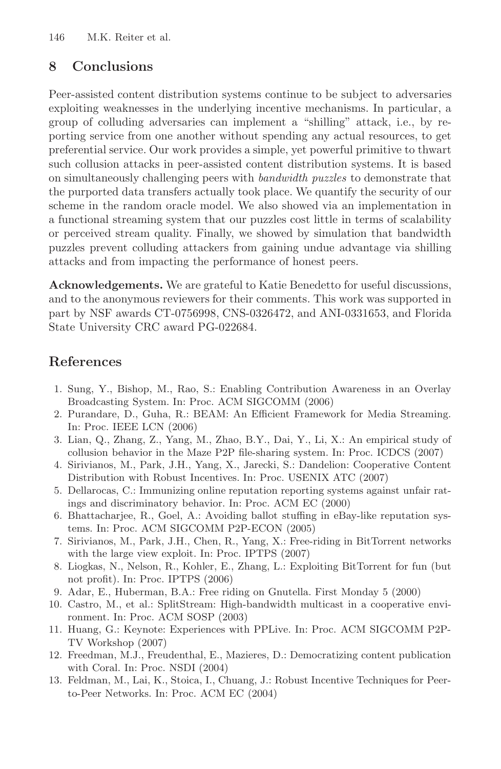## 8 Conclusions

Peer-assisted content distribution systems continue to be subject to adversaries exploiting weaknesses in the underlying incentive mechanisms. In particular, a group of colluding adversaries can implement a "shilling" attack, i.e., by reporting service from one another without spending any actual resources, to get preferential service. Our work provides a simple, yet powerful primitive to thwart such collusion attacks in peer-assisted content distribution systems. It is based on simultaneously challenging peers with *bandwidth puzzles* to demonstrate that the purported data transfers actually took place. We quantify the security of our scheme in the random oracle model. We also showed via an implementation in a functional streaming system that our puzzles cost little in terms of scalability or perceived stream quality. Finally, we showed by simulation that bandwidth puzzles prevent colluding attackers from gaining undue advantage via shilling attacks and from impacting the performance of honest peers.

**Acknowledgements.** We are grateful to Katie Benedetto for useful discussions, and to the anonymous reviewers for their comments. This work was supported in part by NSF awards CT-0756998, CNS-0326472, and ANI-0331653, and Florida State University CRC award PG-022684.

## References

1. Sung, Y., Bishop, M., Rao, S.: Enabling Contribution Awareness in an Overlay Broadcasting System. In: Proc. ACM SIGCOMM (2006)
2. Purandare, D., Guha, R.: BEAM: An Efficient Framework for Media Streaming. In: Proc. IEEE LCN (2006)
3. Lian, Q., Zhang, Z., Yang, M., Zhao, B.Y., Dai, Y., Li, X.: An empirical study of collusion behavior in the Maze P2P file-sharing system. In: Proc. ICDCS (2007)
4. Sirivianos, M., Park, J.H., Yang, X., Jarecki, S.: Dandelion: Cooperative Content Distribution with Robust Incentives. In: Proc. USENIX ATC (2007)
5. Dellarocas, C.: Immunizing online reputation reporting systems against unfair ratings and discriminatory behavior. In: Proc. ACM EC (2000)
6. Bhattacharjee, R., Goel, A.: Avoiding ballot stuffing in eBay-like reputation systems. In: Proc. ACM SIGCOMM P2P-ECON (2005)
7. Sirivianos, M., Park, J.H., Chen, R., Yang, X.: Free-riding in BitTorrent networks with the large view exploit. In: Proc. IPTPS (2007)
8. Liogkas, N., Nelson, R., Kohler, E., Zhang, L.: Exploiting BitTorrent for fun (but not profit). In: Proc. IPTPS (2006)
9. Adar, E., Huberman, B.A.: Free riding on Gnutella. First Monday 5 (2000)
10. Castro, M., et al.: SplitStream: High-bandwidth multicast in a cooperative environment. In: Proc. ACM SOSP (2003)
11. Huang, G.: Keynote: Experiences with PPLive. In: Proc. ACM SIGCOMM P2P-TV Workshop (2007)
12. Freedman, M.J., Freudenthal, E., Mazieres, D.: Democratizing content publication with Coral. In: Proc. NSDI (2004)
13. Feldman, M., Lai, K., Stoica, I., Chuang, J.: Robust Incentive Techniques for Peer-to-Peer Networks. In: Proc. ACM EC (2004)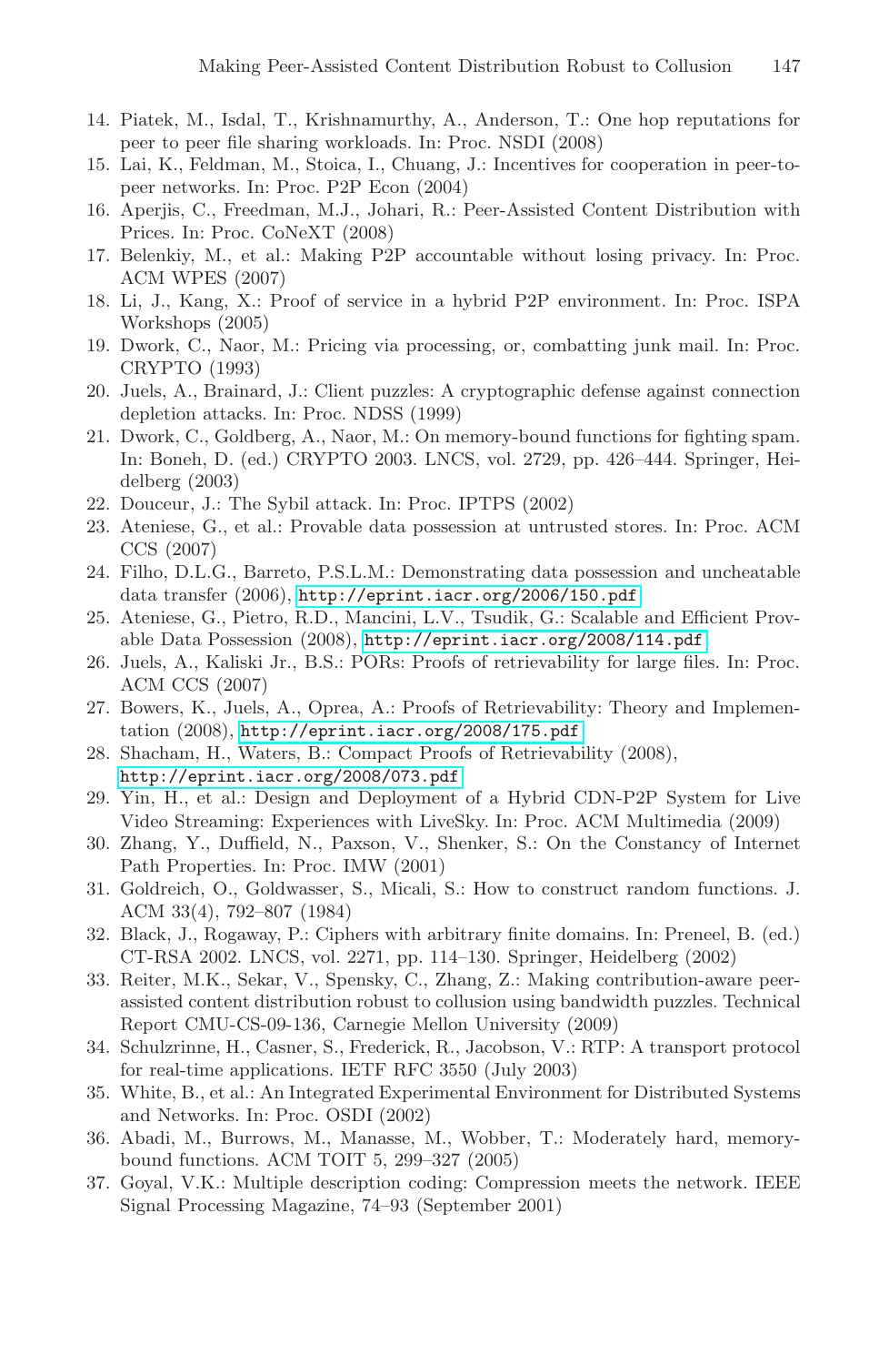14. Piatek, M., Isdal, T., Krishnamurthy, A., Anderson, T.: One hop reputations for peer to peer file sharing workloads. In: Proc. NSDI (2008)
15. Lai, K., Feldman, M., Stoica, I., Chuang, J.: Incentives for cooperation in peer-to-peer networks. In: Proc. P2P Econ (2004)
16. Aperjis, C., Freedman, M.J., Johari, R.: Peer-Assisted Content Distribution with Prices. In: Proc. CoNeXT (2008)
17. Belenkiy, M., et al.: Making P2P accountable without losing privacy. In: Proc. ACM WPES (2007)
18. Li, J., Kang, X.: Proof of service in a hybrid P2P environment. In: Proc. ISPA Workshops (2005)
19. Dwork, C., Naor, M.: Pricing via processing, or, combatting junk mail. In: Proc. CRYPTO (1993)
20. Juels, A., Brainard, J.: Client puzzles: A cryptographic defense against connection depletion attacks. In: Proc. NDSS (1999)
21. Dwork, C., Goldberg, A., Naor, M.: On memory-bound functions for fighting spam. In: Boneh, D. (ed.) CRYPTO 2003. LNCS, vol. 2729, pp. 426–444. Springer, Heidelberg (2003)
22. Douceur, J.: The Sybil attack. In: Proc. IPTPS (2002)
23. Ateniese, G., et al.: Provable data possession at untrusted stores. In: Proc. ACM CCS (2007)
24. Filho, D.L.G., Barreto, P.S.L.M.: Demonstrating data possession and uncheatable data transfer (2006), http://eprint.iacr.org/2006/150.pdf
25. Ateniese, G., Pietro, R.D., Mancini, L.V., Tsudik, G.: Scalable and Efficient Provable Data Possession (2008), http://eprint.iacr.org/2008/114.pdf
26. Juels, A., Kaliski Jr., B.S.: PORs: Proofs of retrievability for large files. In: Proc. ACM CCS (2007)
27. Bowers, K., Juels, A., Oprea, A.: Proofs of Retrievability: Theory and Implementation (2008), http://eprint.iacr.org/2008/175.pdf
28. Shacham, H., Waters, B.: Compact Proofs of Retrievability (2008), http://eprint.iacr.org/2008/073.pdf
29. Yin, H., et al.: Design and Deployment of a Hybrid CDN-P2P System for Live Video Streaming: Experiences with LiveSky. In: Proc. ACM Multimedia (2009)
30. Zhang, Y., Duffield, N., Paxson, V., Shenker, S.: On the Constancy of Internet Path Properties. In: Proc. IMW (2001)
31. Goldreich, O., Goldwasser, S., Micali, S.: How to construct random functions. J. ACM 33(4), 792–807 (1984)
32. Black, J., Rogaway, P.: Ciphers with arbitrary finite domains. In: Preneel, B. (ed.) CT-RSA 2002. LNCS, vol. 2271, pp. 114–130. Springer, Heidelberg (2002)
33. Reiter, M.K., Sekar, V., Spensky, C., Zhang, Z.: Making contribution-aware peer-assisted content distribution robust to collusion using bandwidth puzzles. Technical Report CMU-CS-09-136, Carnegie Mellon University (2009)
34. Schulzrinne, H., Casner, S., Frederick, R., Jacobson, V.: RTP: A transport protocol for real-time applications. IETF RFC 3550 (July 2003)
35. White, B., et al.: An Integrated Experimental Environment for Distributed Systems and Networks. In: Proc. OSDI (2002)
36. Abadi, M., Burrows, M., Manasse, M., Wobber, T.: Moderately hard, memory-bound functions. ACM TOIT 5, 299–327 (2005)
37. Goyal, V.K.: Multiple description coding: Compression meets the network. IEEE Signal Processing Magazine, 74–93 (September 2001)